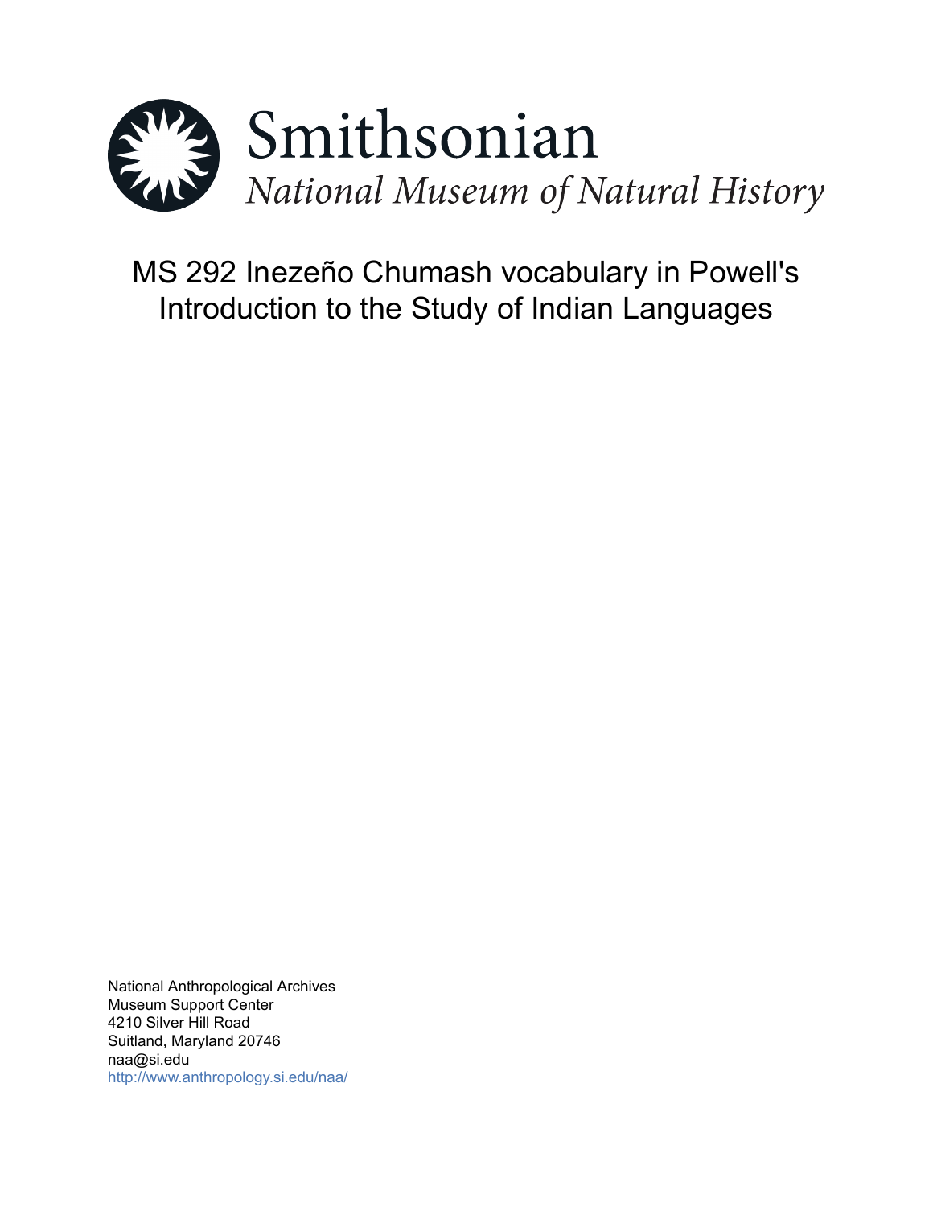Smithsonian

*National Museum of Natural History*

# MS 292 Inezeño Chumash vocabulary in Powell's Introduction to the Study of Indian Languages

National Anthropological Archives
Museum Support Center
4210 Silver Hill Road
Suitland, Maryland 20746
naa@si.edu
http://www.anthropology.si.edu/naa/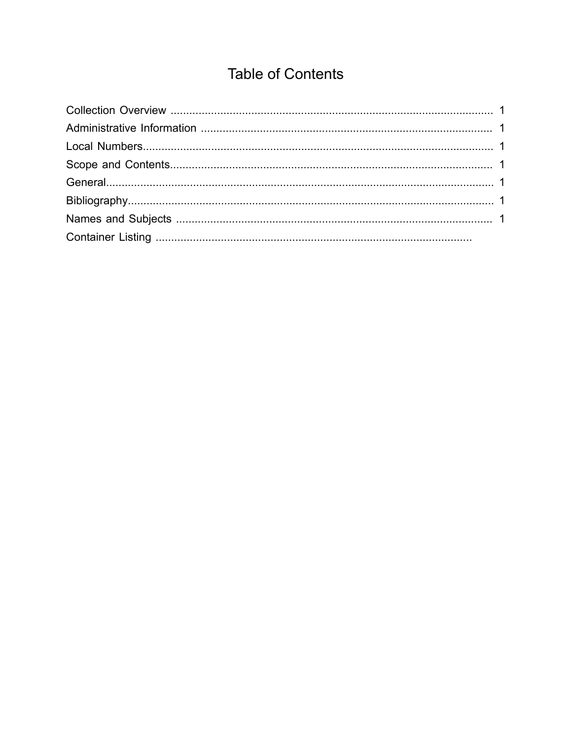# Table of Contents

Collection Overview ........................................................................................................ 1

Administrative Information .............................................................................................. 1

Local Numbers.................................................................................................................. 1

Scope and Contents......................................................................................................... 1

General............................................................................................................................. 1

Bibliography...................................................................................................................... 1

Names and Subjects ........................................................................................................ 1

Container Listing ........................................................................................................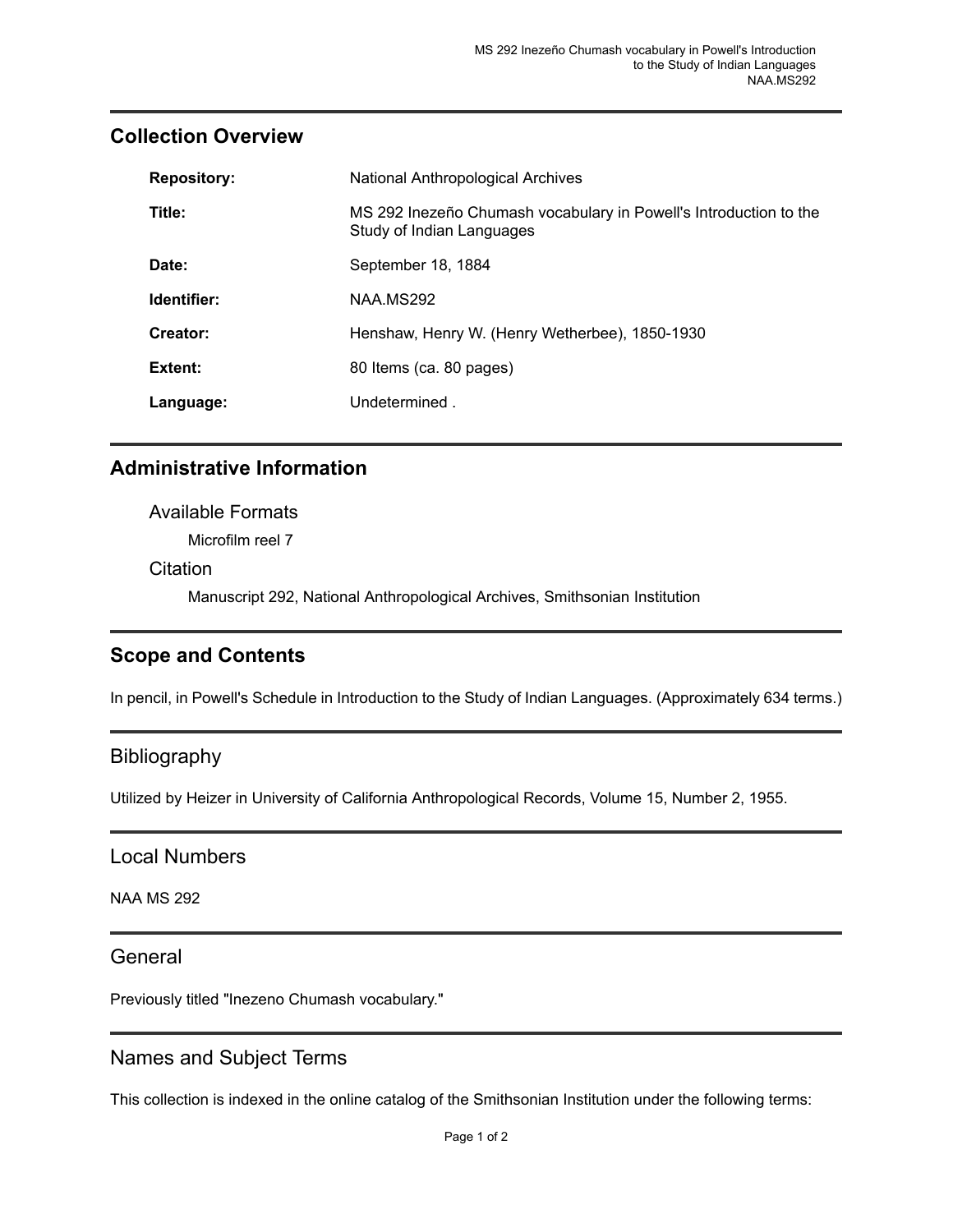## Collection Overview

| | |
|---|---|
| **Repository:** | National Anthropological Archives |
| **Title:** | MS 292 Inezeño Chumash vocabulary in Powell's Introduction to the Study of Indian Languages |
| **Date:** | September 18, 1884 |
| **Identifier:** | NAA.MS292 |
| **Creator:** | Henshaw, Henry W. (Henry Wetherbee), 1850-1930 |
| **Extent:** | 80 Items (ca. 80 pages) |
| **Language:** | Undetermined . |

## Administrative Information

### Available Formats

Microfilm reel 7

### Citation

Manuscript 292, National Anthropological Archives, Smithsonian Institution

## Scope and Contents

In pencil, in Powell's Schedule in Introduction to the Study of Indian Languages. (Approximately 634 terms.)

## Bibliography

Utilized by Heizer in University of California Anthropological Records, Volume 15, Number 2, 1955.

## Local Numbers

NAA MS 292

## General

Previously titled "Inezeno Chumash vocabulary."

## Names and Subject Terms

This collection is indexed in the online catalog of the Smithsonian Institution under the following terms: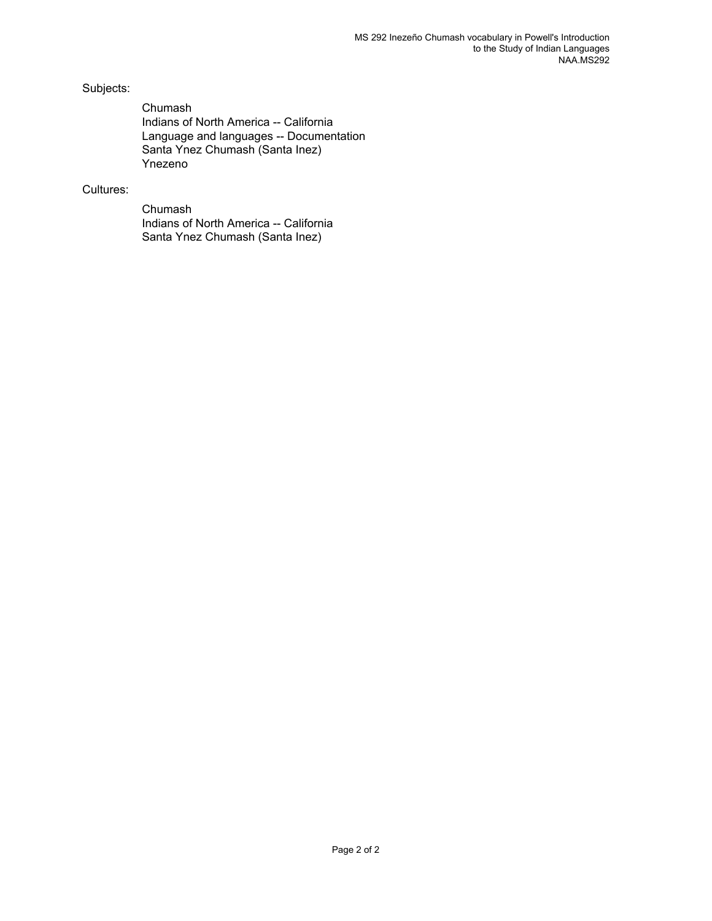Subjects:

- Chumash
- Indians of North America -- California
- Language and languages -- Documentation
- Santa Ynez Chumash (Santa Inez)
- Ynezeno

Cultures:

- Chumash
- Indians of North America -- California
- Santa Ynez Chumash (Santa Inez)